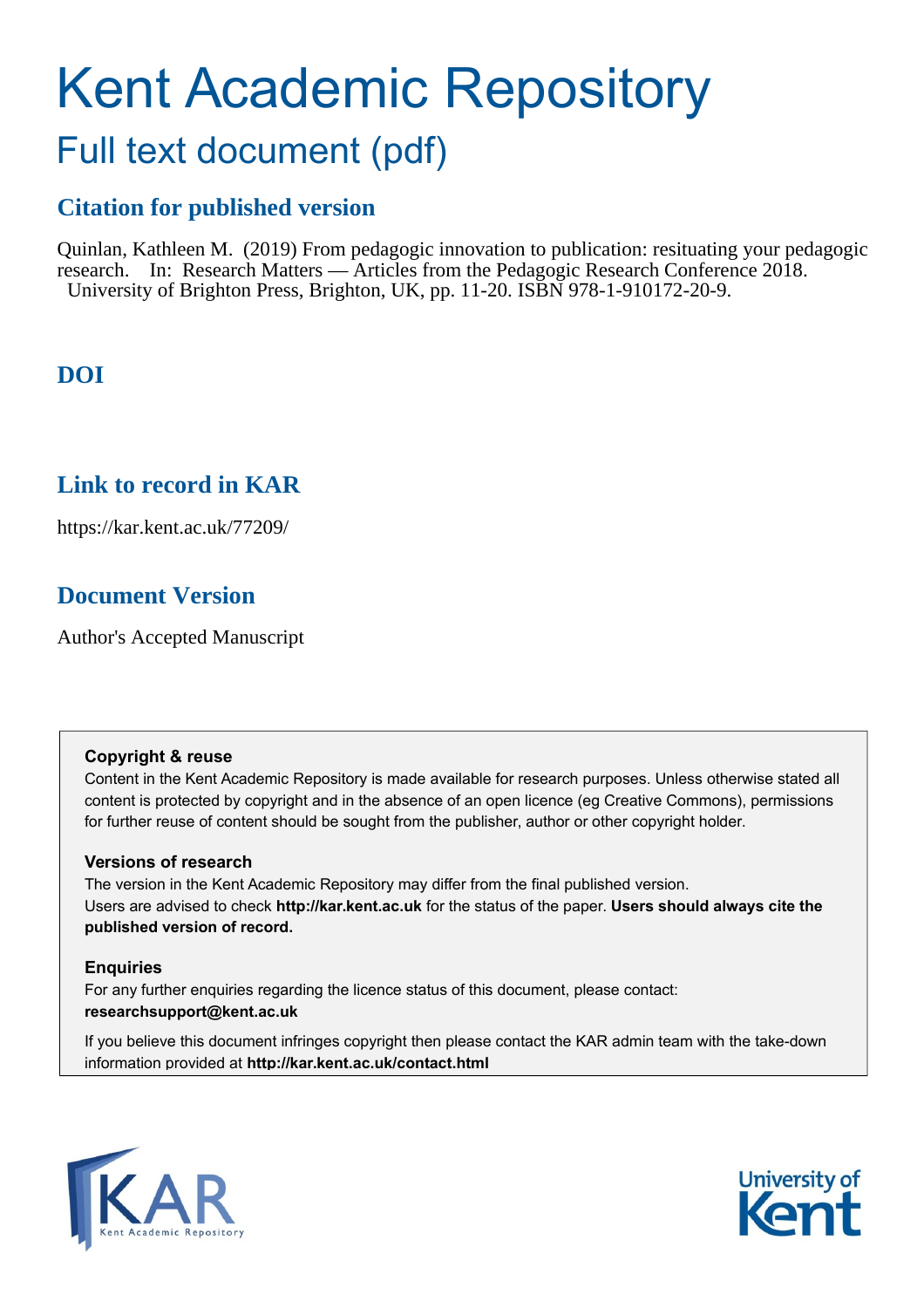# Kent Academic Repository

## Full text document (pdf)

### Citation for published version

Quinlan, Kathleen M. (2019) From pedagogic innovation to publication: resituating your pedagogic research. In: Research Matters — Articles from the Pedagogic Research Conference 2018. University of Brighton Press, Brighton, UK, pp. 11-20. ISBN 978-1-910172-20-9.

### DOI

### Link to record in KAR

https://kar.kent.ac.uk/77209/

### Document Version

Author's Accepted Manuscript

**Copyright & reuse**

Content in the Kent Academic Repository is made available for research purposes. Unless otherwise stated all content is protected by copyright and in the absence of an open licence (eg Creative Commons), permissions for further reuse of content should be sought from the publisher, author or other copyright holder.

**Versions of research**

The version in the Kent Academic Repository may differ from the final published version. Users are advised to check **http://kar.kent.ac.uk** for the status of the paper. **Users should always cite the published version of record.**

**Enquiries**

For any further enquiries regarding the licence status of this document, please contact: **researchsupport@kent.ac.uk**

If you believe this document infringes copyright then please contact the KAR admin team with the take-down information provided at **http://kar.kent.ac.uk/contact.html**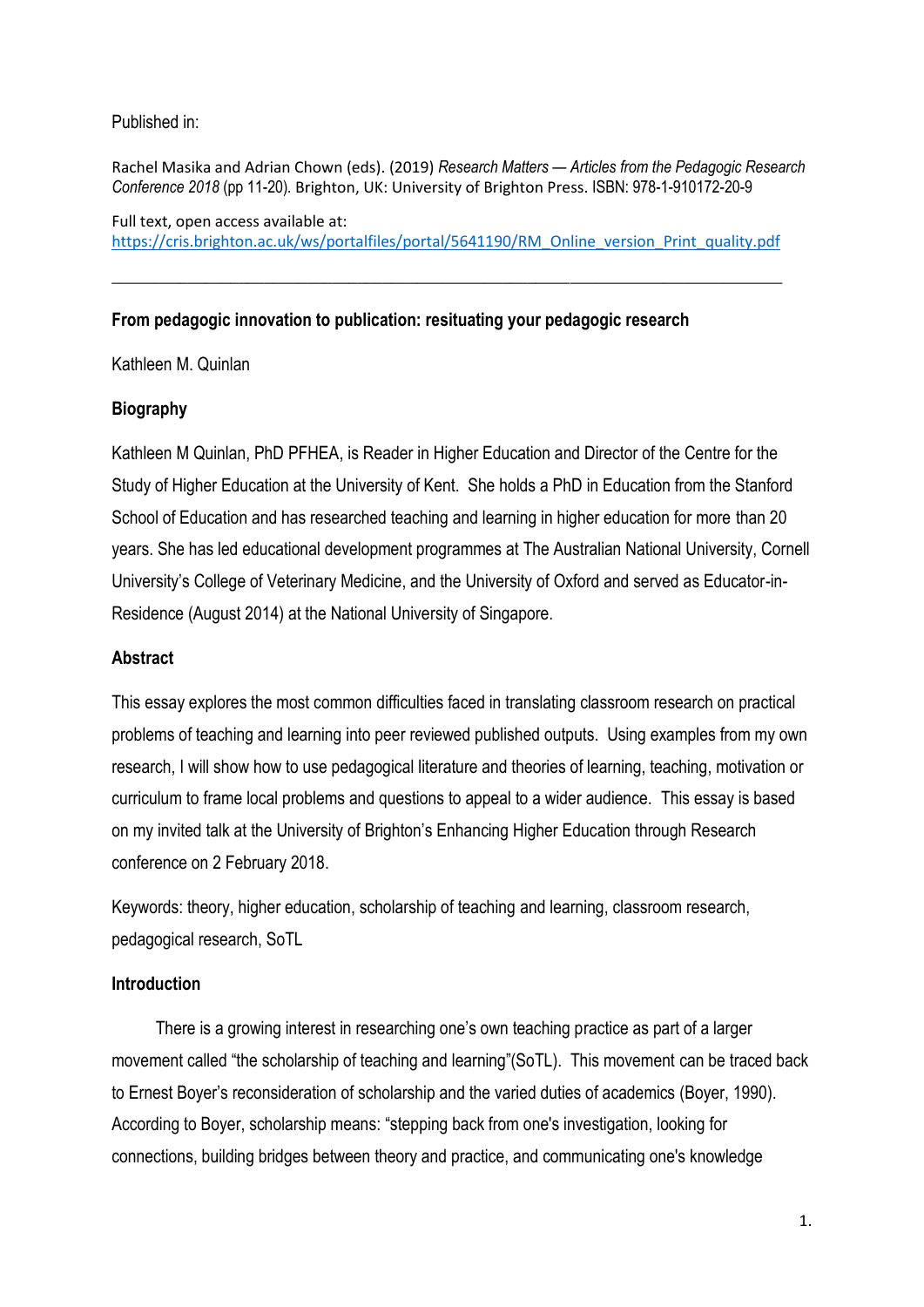Published in:

Rachel Masika and Adrian Chown (eds). (2019) *Research Matters — Articles from the Pedagogic Research Conference 2018* (pp 11-20). Brighton, UK: University of Brighton Press. ISBN: 978-1-910172-20-9

Full text, open access available at:
https://cris.brighton.ac.uk/ws/portalfiles/portal/5641190/RM_Online_version_Print_quality.pdf

---

## From pedagogic innovation to publication: resituating your pedagogic research

Kathleen M. Quinlan

### Biography

Kathleen M Quinlan, PhD PFHEA, is Reader in Higher Education and Director of the Centre for the Study of Higher Education at the University of Kent. She holds a PhD in Education from the Stanford School of Education and has researched teaching and learning in higher education for more than 20 years. She has led educational development programmes at The Australian National University, Cornell University's College of Veterinary Medicine, and the University of Oxford and served as Educator-in-Residence (August 2014) at the National University of Singapore.

### Abstract

This essay explores the most common difficulties faced in translating classroom research on practical problems of teaching and learning into peer reviewed published outputs. Using examples from my own research, I will show how to use pedagogical literature and theories of learning, teaching, motivation or curriculum to frame local problems and questions to appeal to a wider audience. This essay is based on my invited talk at the University of Brighton's Enhancing Higher Education through Research conference on 2 February 2018.

Keywords: theory, higher education, scholarship of teaching and learning, classroom research, pedagogical research, SoTL

### Introduction

There is a growing interest in researching one's own teaching practice as part of a larger movement called "the scholarship of teaching and learning"(SoTL). This movement can be traced back to Ernest Boyer's reconsideration of scholarship and the varied duties of academics (Boyer, 1990). According to Boyer, scholarship means: "stepping back from one's investigation, looking for connections, building bridges between theory and practice, and communicating one's knowledge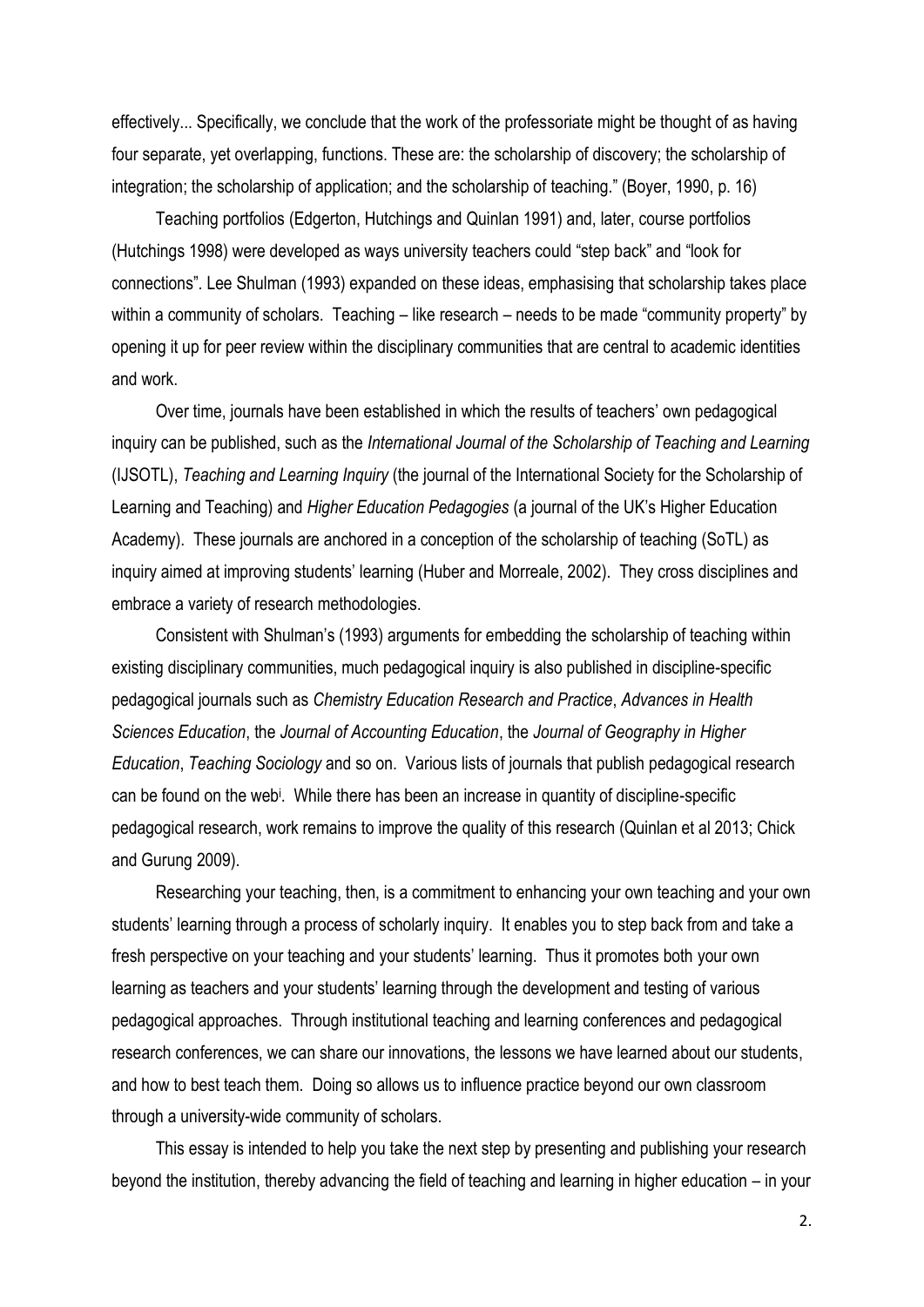effectively... Specifically, we conclude that the work of the professoriate might be thought of as having four separate, yet overlapping, functions. These are: the scholarship of discovery; the scholarship of integration; the scholarship of application; and the scholarship of teaching." (Boyer, 1990, p. 16)

Teaching portfolios (Edgerton, Hutchings and Quinlan 1991) and, later, course portfolios (Hutchings 1998) were developed as ways university teachers could "step back" and "look for connections". Lee Shulman (1993) expanded on these ideas, emphasising that scholarship takes place within a community of scholars. Teaching – like research – needs to be made "community property" by opening it up for peer review within the disciplinary communities that are central to academic identities and work.

Over time, journals have been established in which the results of teachers' own pedagogical inquiry can be published, such as the *International Journal of the Scholarship of Teaching and Learning* (IJSOTL), *Teaching and Learning Inquiry* (the journal of the International Society for the Scholarship of Learning and Teaching) and *Higher Education Pedagogies* (a journal of the UK's Higher Education Academy). These journals are anchored in a conception of the scholarship of teaching (SoTL) as inquiry aimed at improving students' learning (Huber and Morreale, 2002). They cross disciplines and embrace a variety of research methodologies.

Consistent with Shulman's (1993) arguments for embedding the scholarship of teaching within existing disciplinary communities, much pedagogical inquiry is also published in discipline-specific pedagogical journals such as *Chemistry Education Research and Practice*, *Advances in Health Sciences Education*, the *Journal of Accounting Education*, the *Journal of Geography in Higher Education*, *Teaching Sociology* and so on. Various lists of journals that publish pedagogical research can be found on the web[i]. While there has been an increase in quantity of discipline-specific pedagogical research, work remains to improve the quality of this research (Quinlan et al 2013; Chick and Gurung 2009).

Researching your teaching, then, is a commitment to enhancing your own teaching and your own students' learning through a process of scholarly inquiry. It enables you to step back from and take a fresh perspective on your teaching and your students' learning. Thus it promotes both your own learning as teachers and your students' learning through the development and testing of various pedagogical approaches. Through institutional teaching and learning conferences and pedagogical research conferences, we can share our innovations, the lessons we have learned about our students, and how to best teach them. Doing so allows us to influence practice beyond our own classroom through a university-wide community of scholars.

This essay is intended to help you take the next step by presenting and publishing your research beyond the institution, thereby advancing the field of teaching and learning in higher education – in your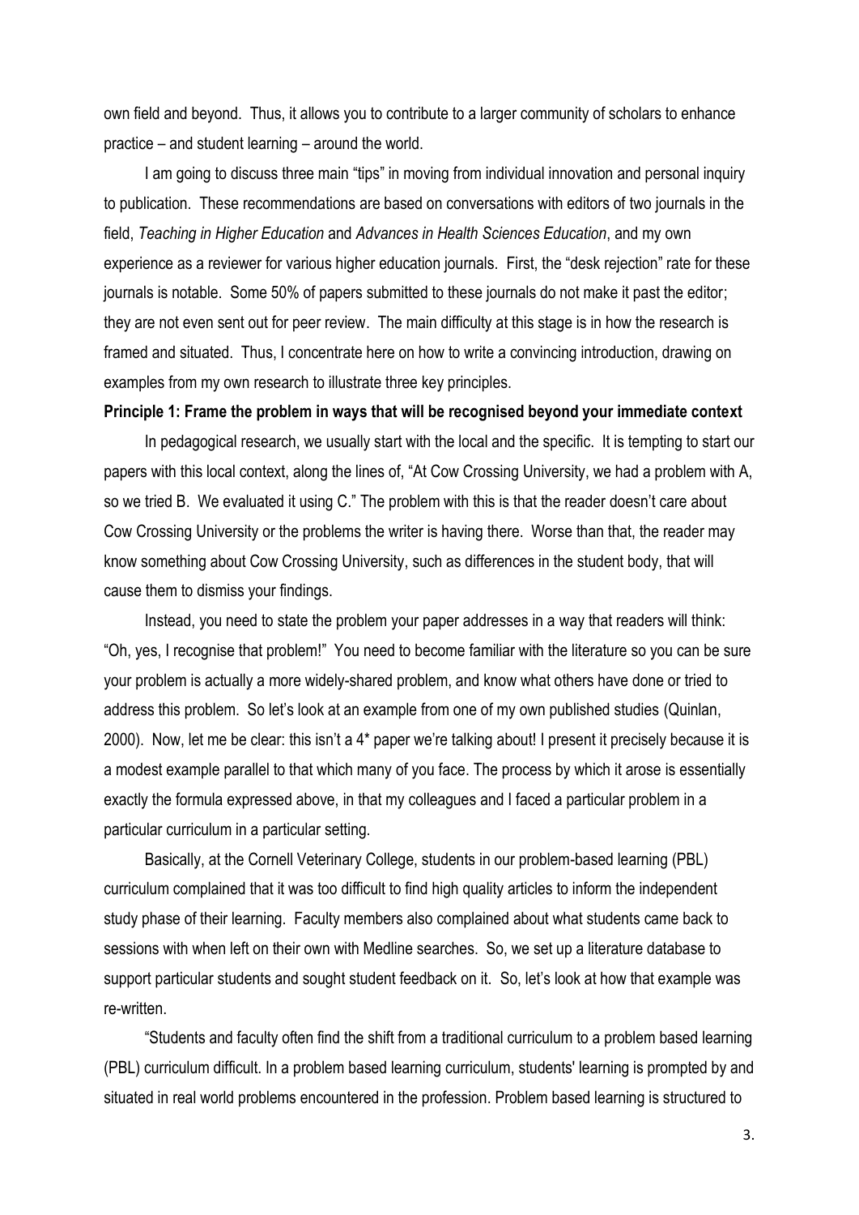own field and beyond. Thus, it allows you to contribute to a larger community of scholars to enhance practice – and student learning – around the world.

I am going to discuss three main "tips" in moving from individual innovation and personal inquiry to publication. These recommendations are based on conversations with editors of two journals in the field, *Teaching in Higher Education* and *Advances in Health Sciences Education*, and my own experience as a reviewer for various higher education journals. First, the "desk rejection" rate for these journals is notable. Some 50% of papers submitted to these journals do not make it past the editor; they are not even sent out for peer review. The main difficulty at this stage is in how the research is framed and situated. Thus, I concentrate here on how to write a convincing introduction, drawing on examples from my own research to illustrate three key principles.

**Principle 1: Frame the problem in ways that will be recognised beyond your immediate context**

In pedagogical research, we usually start with the local and the specific. It is tempting to start our papers with this local context, along the lines of, "At Cow Crossing University, we had a problem with A, so we tried B. We evaluated it using C." The problem with this is that the reader doesn't care about Cow Crossing University or the problems the writer is having there. Worse than that, the reader may know something about Cow Crossing University, such as differences in the student body, that will cause them to dismiss your findings.

Instead, you need to state the problem your paper addresses in a way that readers will think: "Oh, yes, I recognise that problem!" You need to become familiar with the literature so you can be sure your problem is actually a more widely-shared problem, and know what others have done or tried to address this problem. So let's look at an example from one of my own published studies (Quinlan, 2000). Now, let me be clear: this isn't a 4* paper we're talking about! I present it precisely because it is a modest example parallel to that which many of you face. The process by which it arose is essentially exactly the formula expressed above, in that my colleagues and I faced a particular problem in a particular curriculum in a particular setting.

Basically, at the Cornell Veterinary College, students in our problem-based learning (PBL) curriculum complained that it was too difficult to find high quality articles to inform the independent study phase of their learning. Faculty members also complained about what students came back to sessions with when left on their own with Medline searches. So, we set up a literature database to support particular students and sought student feedback on it. So, let's look at how that example was re-written.

"Students and faculty often find the shift from a traditional curriculum to a problem based learning (PBL) curriculum difficult. In a problem based learning curriculum, students' learning is prompted by and situated in real world problems encountered in the profession. Problem based learning is structured to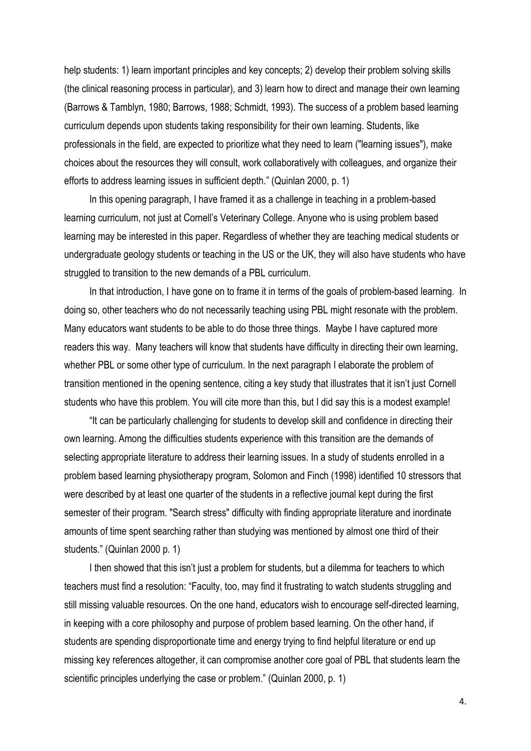help students: 1) learn important principles and key concepts; 2) develop their problem solving skills (the clinical reasoning process in particular), and 3) learn how to direct and manage their own learning (Barrows & Tamblyn, 1980; Barrows, 1988; Schmidt, 1993). The success of a problem based learning curriculum depends upon students taking responsibility for their own learning. Students, like professionals in the field, are expected to prioritize what they need to learn ("learning issues"), make choices about the resources they will consult, work collaboratively with colleagues, and organize their efforts to address learning issues in sufficient depth." (Quinlan 2000, p. 1)

In this opening paragraph, I have framed it as a challenge in teaching in a problem-based learning curriculum, not just at Cornell's Veterinary College. Anyone who is using problem based learning may be interested in this paper. Regardless of whether they are teaching medical students or undergraduate geology students or teaching in the US or the UK, they will also have students who have struggled to transition to the new demands of a PBL curriculum.

In that introduction, I have gone on to frame it in terms of the goals of problem-based learning. In doing so, other teachers who do not necessarily teaching using PBL might resonate with the problem. Many educators want students to be able to do those three things. Maybe I have captured more readers this way. Many teachers will know that students have difficulty in directing their own learning, whether PBL or some other type of curriculum. In the next paragraph I elaborate the problem of transition mentioned in the opening sentence, citing a key study that illustrates that it isn't just Cornell students who have this problem. You will cite more than this, but I did say this is a modest example!

"It can be particularly challenging for students to develop skill and confidence in directing their own learning. Among the difficulties students experience with this transition are the demands of selecting appropriate literature to address their learning issues. In a study of students enrolled in a problem based learning physiotherapy program, Solomon and Finch (1998) identified 10 stressors that were described by at least one quarter of the students in a reflective journal kept during the first semester of their program. "Search stress" difficulty with finding appropriate literature and inordinate amounts of time spent searching rather than studying was mentioned by almost one third of their students." (Quinlan 2000 p. 1)

I then showed that this isn't just a problem for students, but a dilemma for teachers to which teachers must find a resolution: "Faculty, too, may find it frustrating to watch students struggling and still missing valuable resources. On the one hand, educators wish to encourage self-directed learning, in keeping with a core philosophy and purpose of problem based learning. On the other hand, if students are spending disproportionate time and energy trying to find helpful literature or end up missing key references altogether, it can compromise another core goal of PBL that students learn the scientific principles underlying the case or problem." (Quinlan 2000, p. 1)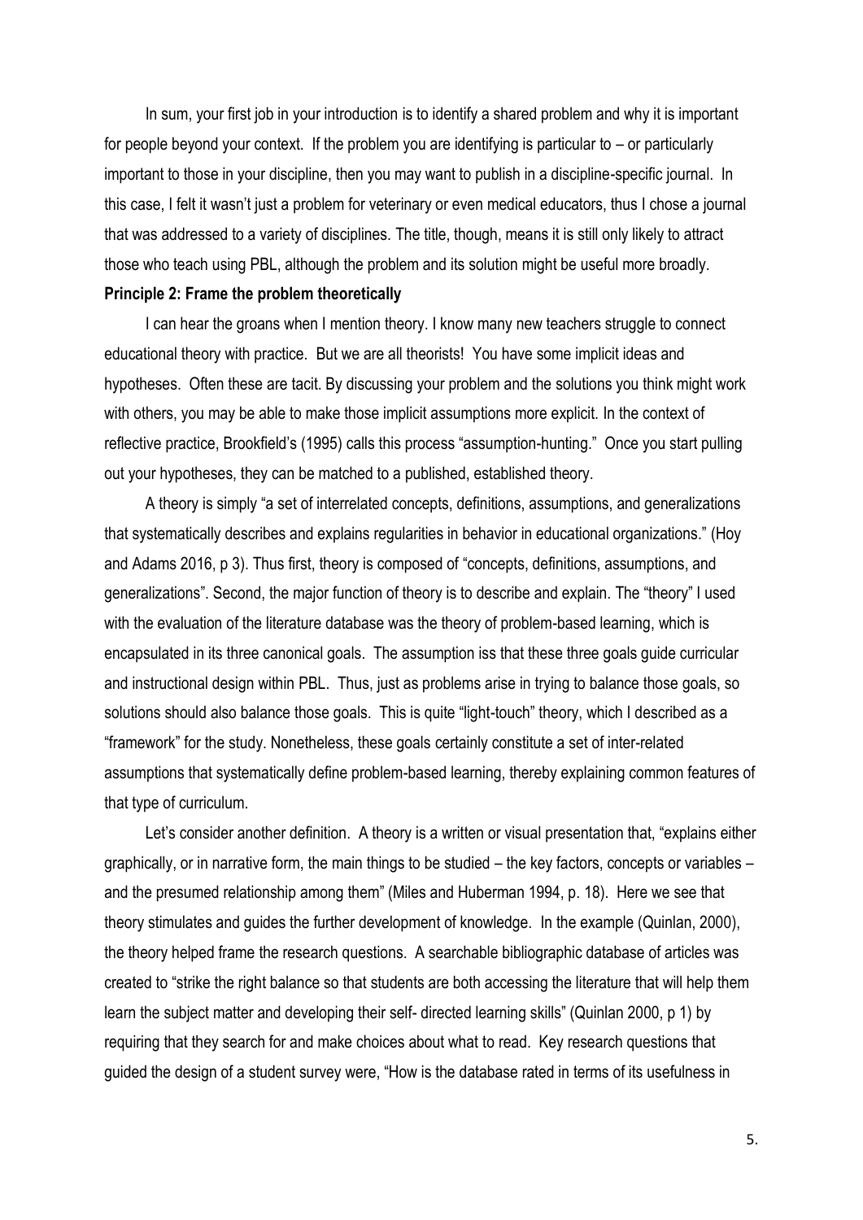In sum, your first job in your introduction is to identify a shared problem and why it is important for people beyond your context. If the problem you are identifying is particular to – or particularly important to those in your discipline, then you may want to publish in a discipline-specific journal. In this case, I felt it wasn't just a problem for veterinary or even medical educators, thus I chose a journal that was addressed to a variety of disciplines. The title, though, means it is still only likely to attract those who teach using PBL, although the problem and its solution might be useful more broadly.

**Principle 2: Frame the problem theoretically**

I can hear the groans when I mention theory. I know many new teachers struggle to connect educational theory with practice. But we are all theorists! You have some implicit ideas and hypotheses. Often these are tacit. By discussing your problem and the solutions you think might work with others, you may be able to make those implicit assumptions more explicit. In the context of reflective practice, Brookfield's (1995) calls this process "assumption-hunting." Once you start pulling out your hypotheses, they can be matched to a published, established theory.

A theory is simply "a set of interrelated concepts, definitions, assumptions, and generalizations that systematically describes and explains regularities in behavior in educational organizations." (Hoy and Adams 2016, p 3). Thus first, theory is composed of "concepts, definitions, assumptions, and generalizations". Second, the major function of theory is to describe and explain. The "theory" I used with the evaluation of the literature database was the theory of problem-based learning, which is encapsulated in its three canonical goals. The assumption iss that these three goals guide curricular and instructional design within PBL. Thus, just as problems arise in trying to balance those goals, so solutions should also balance those goals. This is quite "light-touch" theory, which I described as a "framework" for the study. Nonetheless, these goals certainly constitute a set of inter-related assumptions that systematically define problem-based learning, thereby explaining common features of that type of curriculum.

Let's consider another definition. A theory is a written or visual presentation that, "explains either graphically, or in narrative form, the main things to be studied – the key factors, concepts or variables – and the presumed relationship among them" (Miles and Huberman 1994, p. 18). Here we see that theory stimulates and guides the further development of knowledge. In the example (Quinlan, 2000), the theory helped frame the research questions. A searchable bibliographic database of articles was created to "strike the right balance so that students are both accessing the literature that will help them learn the subject matter and developing their self- directed learning skills" (Quinlan 2000, p 1) by requiring that they search for and make choices about what to read. Key research questions that guided the design of a student survey were, "How is the database rated in terms of its usefulness in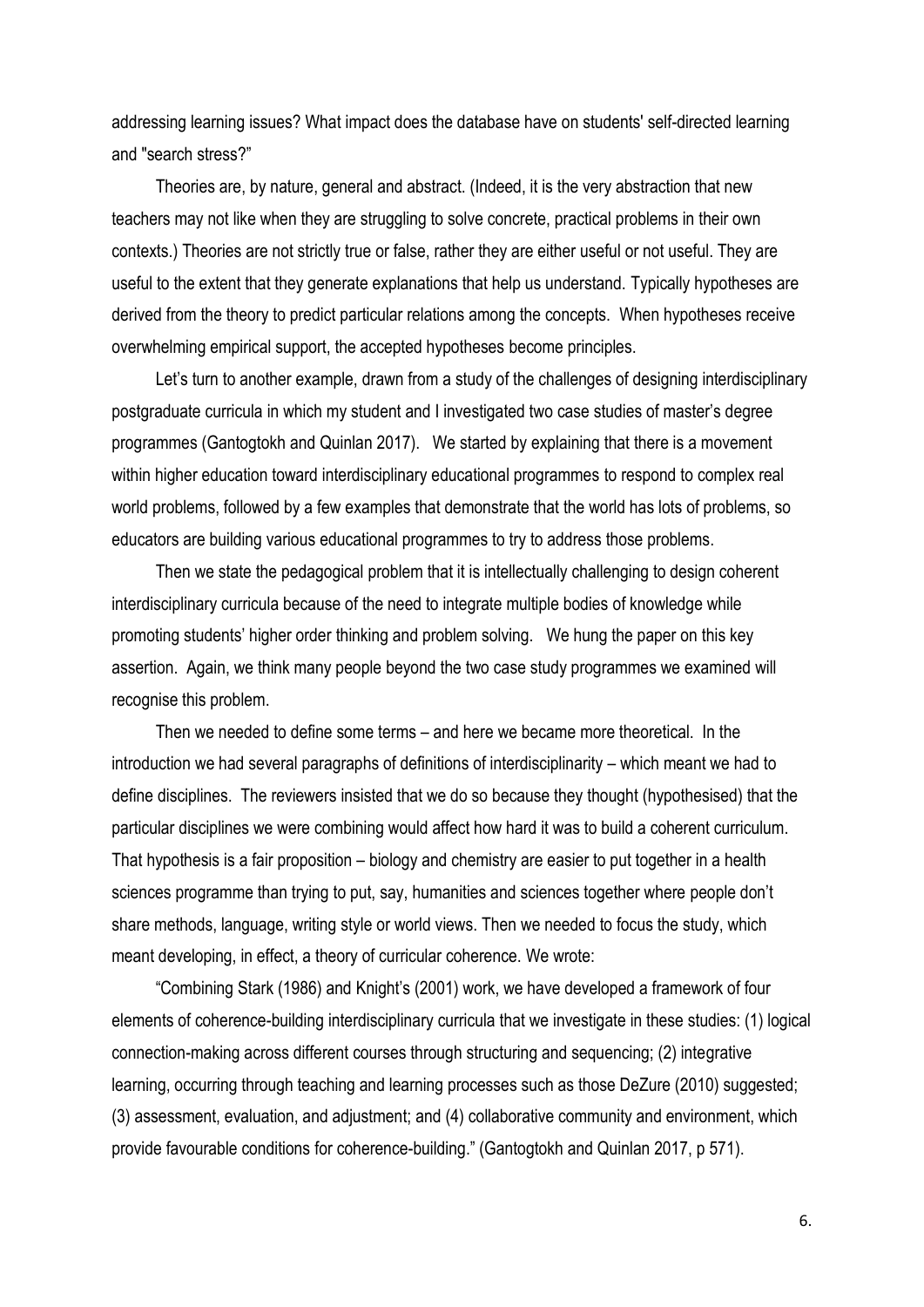addressing learning issues? What impact does the database have on students' self-directed learning and "search stress?"

Theories are, by nature, general and abstract. (Indeed, it is the very abstraction that new teachers may not like when they are struggling to solve concrete, practical problems in their own contexts.) Theories are not strictly true or false, rather they are either useful or not useful. They are useful to the extent that they generate explanations that help us understand. Typically hypotheses are derived from the theory to predict particular relations among the concepts. When hypotheses receive overwhelming empirical support, the accepted hypotheses become principles.

Let's turn to another example, drawn from a study of the challenges of designing interdisciplinary postgraduate curricula in which my student and I investigated two case studies of master's degree programmes (Gantogtokh and Quinlan 2017). We started by explaining that there is a movement within higher education toward interdisciplinary educational programmes to respond to complex real world problems, followed by a few examples that demonstrate that the world has lots of problems, so educators are building various educational programmes to try to address those problems.

Then we state the pedagogical problem that it is intellectually challenging to design coherent interdisciplinary curricula because of the need to integrate multiple bodies of knowledge while promoting students' higher order thinking and problem solving. We hung the paper on this key assertion. Again, we think many people beyond the two case study programmes we examined will recognise this problem.

Then we needed to define some terms – and here we became more theoretical. In the introduction we had several paragraphs of definitions of interdisciplinarity – which meant we had to define disciplines. The reviewers insisted that we do so because they thought (hypothesised) that the particular disciplines we were combining would affect how hard it was to build a coherent curriculum. That hypothesis is a fair proposition – biology and chemistry are easier to put together in a health sciences programme than trying to put, say, humanities and sciences together where people don't share methods, language, writing style or world views. Then we needed to focus the study, which meant developing, in effect, a theory of curricular coherence. We wrote:

"Combining Stark (1986) and Knight's (2001) work, we have developed a framework of four elements of coherence-building interdisciplinary curricula that we investigate in these studies: (1) logical connection-making across different courses through structuring and sequencing; (2) integrative learning, occurring through teaching and learning processes such as those DeZure (2010) suggested; (3) assessment, evaluation, and adjustment; and (4) collaborative community and environment, which provide favourable conditions for coherence-building." (Gantogtokh and Quinlan 2017, p 571).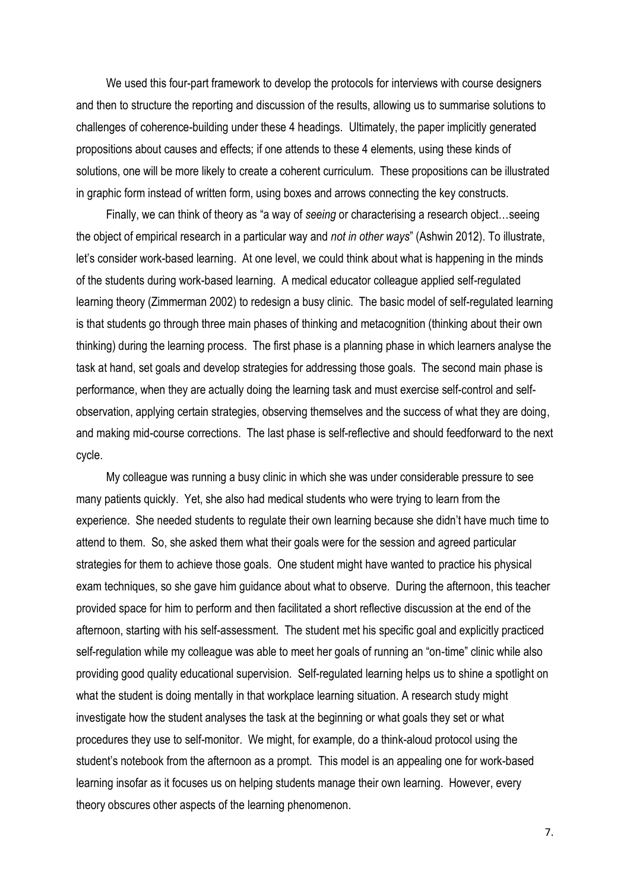We used this four-part framework to develop the protocols for interviews with course designers and then to structure the reporting and discussion of the results, allowing us to summarise solutions to challenges of coherence-building under these 4 headings. Ultimately, the paper implicitly generated propositions about causes and effects; if one attends to these 4 elements, using these kinds of solutions, one will be more likely to create a coherent curriculum. These propositions can be illustrated in graphic form instead of written form, using boxes and arrows connecting the key constructs.

Finally, we can think of theory as "a way of *seeing* or characterising a research object…seeing the object of empirical research in a particular way and *not in other ways*" (Ashwin 2012). To illustrate, let's consider work-based learning. At one level, we could think about what is happening in the minds of the students during work-based learning. A medical educator colleague applied self-regulated learning theory (Zimmerman 2002) to redesign a busy clinic. The basic model of self-regulated learning is that students go through three main phases of thinking and metacognition (thinking about their own thinking) during the learning process. The first phase is a planning phase in which learners analyse the task at hand, set goals and develop strategies for addressing those goals. The second main phase is performance, when they are actually doing the learning task and must exercise self-control and self-observation, applying certain strategies, observing themselves and the success of what they are doing, and making mid-course corrections. The last phase is self-reflective and should feedforward to the next cycle.

My colleague was running a busy clinic in which she was under considerable pressure to see many patients quickly. Yet, she also had medical students who were trying to learn from the experience. She needed students to regulate their own learning because she didn't have much time to attend to them. So, she asked them what their goals were for the session and agreed particular strategies for them to achieve those goals. One student might have wanted to practice his physical exam techniques, so she gave him guidance about what to observe. During the afternoon, this teacher provided space for him to perform and then facilitated a short reflective discussion at the end of the afternoon, starting with his self-assessment. The student met his specific goal and explicitly practiced self-regulation while my colleague was able to meet her goals of running an "on-time" clinic while also providing good quality educational supervision. Self-regulated learning helps us to shine a spotlight on what the student is doing mentally in that workplace learning situation. A research study might investigate how the student analyses the task at the beginning or what goals they set or what procedures they use to self-monitor. We might, for example, do a think-aloud protocol using the student's notebook from the afternoon as a prompt. This model is an appealing one for work-based learning insofar as it focuses us on helping students manage their own learning. However, every theory obscures other aspects of the learning phenomenon.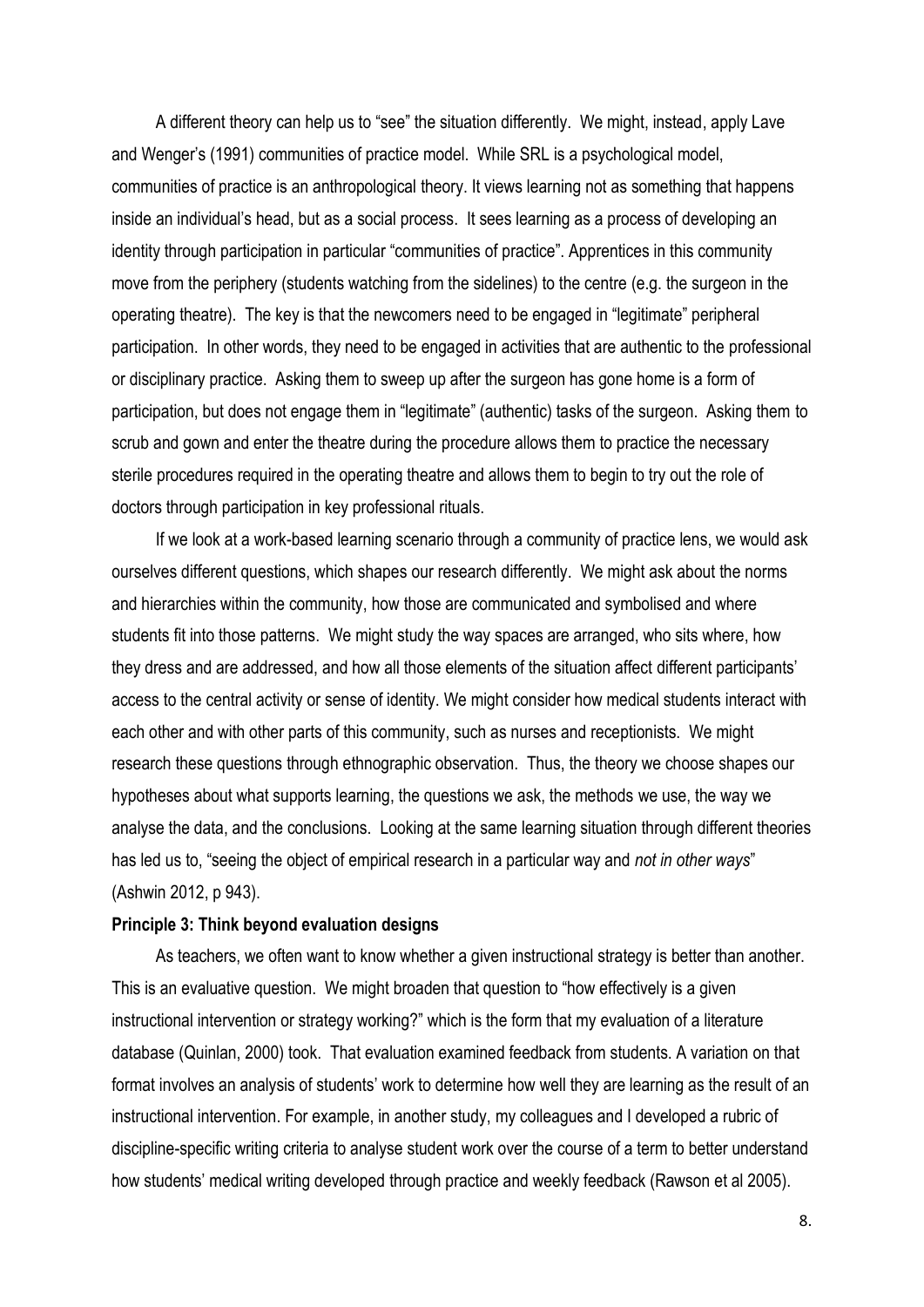A different theory can help us to "see" the situation differently. We might, instead, apply Lave and Wenger's (1991) communities of practice model. While SRL is a psychological model, communities of practice is an anthropological theory. It views learning not as something that happens inside an individual's head, but as a social process. It sees learning as a process of developing an identity through participation in particular "communities of practice". Apprentices in this community move from the periphery (students watching from the sidelines) to the centre (e.g. the surgeon in the operating theatre). The key is that the newcomers need to be engaged in "legitimate" peripheral participation. In other words, they need to be engaged in activities that are authentic to the professional or disciplinary practice. Asking them to sweep up after the surgeon has gone home is a form of participation, but does not engage them in "legitimate" (authentic) tasks of the surgeon. Asking them to scrub and gown and enter the theatre during the procedure allows them to practice the necessary sterile procedures required in the operating theatre and allows them to begin to try out the role of doctors through participation in key professional rituals.

If we look at a work-based learning scenario through a community of practice lens, we would ask ourselves different questions, which shapes our research differently. We might ask about the norms and hierarchies within the community, how those are communicated and symbolised and where students fit into those patterns. We might study the way spaces are arranged, who sits where, how they dress and are addressed, and how all those elements of the situation affect different participants' access to the central activity or sense of identity. We might consider how medical students interact with each other and with other parts of this community, such as nurses and receptionists. We might research these questions through ethnographic observation. Thus, the theory we choose shapes our hypotheses about what supports learning, the questions we ask, the methods we use, the way we analyse the data, and the conclusions. Looking at the same learning situation through different theories has led us to, "seeing the object of empirical research in a particular way and *not in other ways*" (Ashwin 2012, p 943).

**Principle 3: Think beyond evaluation designs**

As teachers, we often want to know whether a given instructional strategy is better than another. This is an evaluative question. We might broaden that question to "how effectively is a given instructional intervention or strategy working?" which is the form that my evaluation of a literature database (Quinlan, 2000) took. That evaluation examined feedback from students. A variation on that format involves an analysis of students' work to determine how well they are learning as the result of an instructional intervention. For example, in another study, my colleagues and I developed a rubric of discipline-specific writing criteria to analyse student work over the course of a term to better understand how students' medical writing developed through practice and weekly feedback (Rawson et al 2005).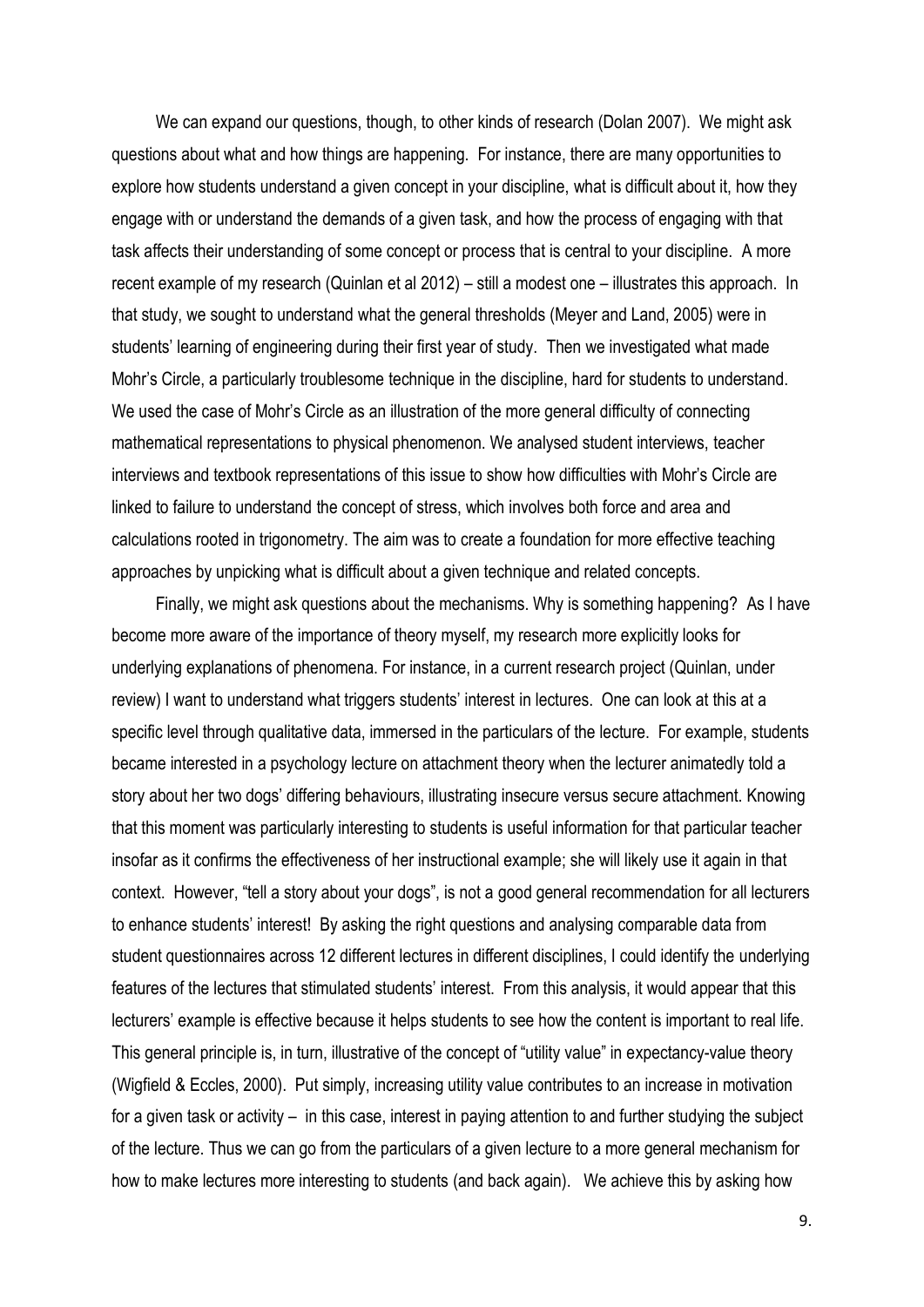We can expand our questions, though, to other kinds of research (Dolan 2007). We might ask questions about what and how things are happening. For instance, there are many opportunities to explore how students understand a given concept in your discipline, what is difficult about it, how they engage with or understand the demands of a given task, and how the process of engaging with that task affects their understanding of some concept or process that is central to your discipline. A more recent example of my research (Quinlan et al 2012) – still a modest one – illustrates this approach. In that study, we sought to understand what the general thresholds (Meyer and Land, 2005) were in students' learning of engineering during their first year of study. Then we investigated what made Mohr's Circle, a particularly troublesome technique in the discipline, hard for students to understand. We used the case of Mohr's Circle as an illustration of the more general difficulty of connecting mathematical representations to physical phenomenon. We analysed student interviews, teacher interviews and textbook representations of this issue to show how difficulties with Mohr's Circle are linked to failure to understand the concept of stress, which involves both force and area and calculations rooted in trigonometry. The aim was to create a foundation for more effective teaching approaches by unpicking what is difficult about a given technique and related concepts.

Finally, we might ask questions about the mechanisms. Why is something happening? As I have become more aware of the importance of theory myself, my research more explicitly looks for underlying explanations of phenomena. For instance, in a current research project (Quinlan, under review) I want to understand what triggers students' interest in lectures. One can look at this at a specific level through qualitative data, immersed in the particulars of the lecture. For example, students became interested in a psychology lecture on attachment theory when the lecturer animatedly told a story about her two dogs' differing behaviours, illustrating insecure versus secure attachment. Knowing that this moment was particularly interesting to students is useful information for that particular teacher insofar as it confirms the effectiveness of her instructional example; she will likely use it again in that context. However, "tell a story about your dogs", is not a good general recommendation for all lecturers to enhance students' interest! By asking the right questions and analysing comparable data from student questionnaires across 12 different lectures in different disciplines, I could identify the underlying features of the lectures that stimulated students' interest. From this analysis, it would appear that this lecturers' example is effective because it helps students to see how the content is important to real life. This general principle is, in turn, illustrative of the concept of "utility value" in expectancy-value theory (Wigfield & Eccles, 2000). Put simply, increasing utility value contributes to an increase in motivation for a given task or activity – in this case, interest in paying attention to and further studying the subject of the lecture. Thus we can go from the particulars of a given lecture to a more general mechanism for how to make lectures more interesting to students (and back again). We achieve this by asking how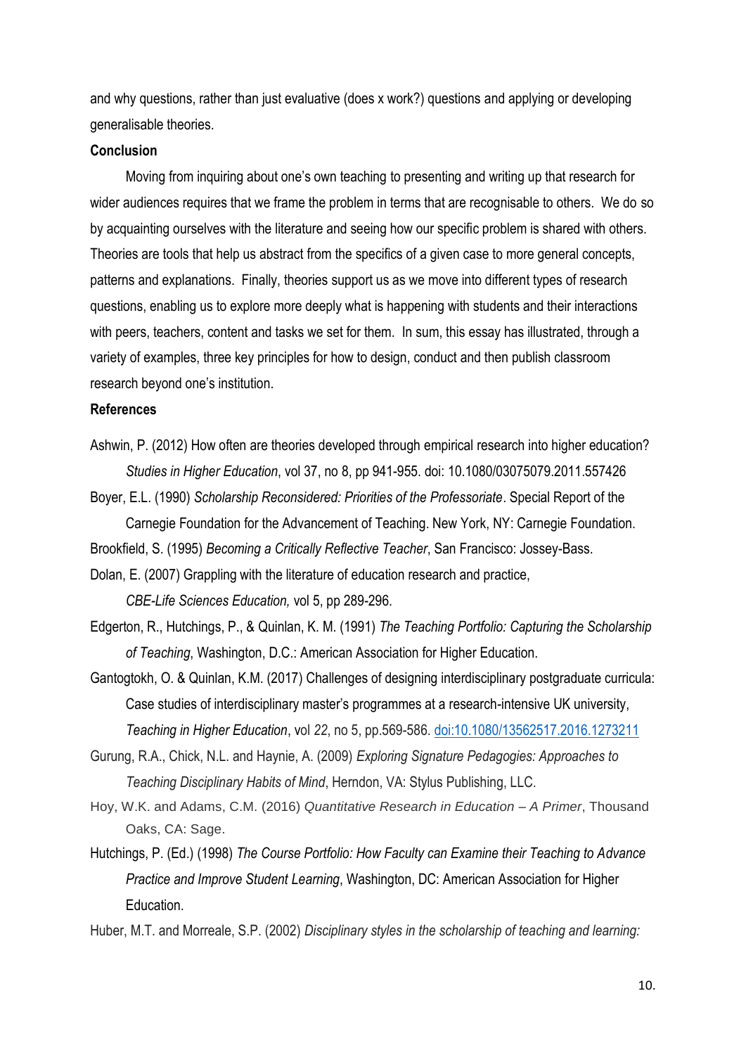and why questions, rather than just evaluative (does x work?) questions and applying or developing generalisable theories.

**Conclusion**

Moving from inquiring about one's own teaching to presenting and writing up that research for wider audiences requires that we frame the problem in terms that are recognisable to others. We do so by acquainting ourselves with the literature and seeing how our specific problem is shared with others. Theories are tools that help us abstract from the specifics of a given case to more general concepts, patterns and explanations. Finally, theories support us as we move into different types of research questions, enabling us to explore more deeply what is happening with students and their interactions with peers, teachers, content and tasks we set for them. In sum, this essay has illustrated, through a variety of examples, three key principles for how to design, conduct and then publish classroom research beyond one's institution.

**References**

Ashwin, P. (2012) How often are theories developed through empirical research into higher education? *Studies in Higher Education*, vol 37, no 8, pp 941-955. doi: 10.1080/03075079.2011.557426

Boyer, E.L. (1990) *Scholarship Reconsidered: Priorities of the Professoriate*. Special Report of the Carnegie Foundation for the Advancement of Teaching. New York, NY: Carnegie Foundation.

Brookfield, S. (1995) *Becoming a Critically Reflective Teacher*, San Francisco: Jossey-Bass.

Dolan, E. (2007) Grappling with the literature of education research and practice, *CBE-Life Sciences Education,* vol 5, pp 289-296.

Edgerton, R., Hutchings, P., & Quinlan, K. M. (1991) *The Teaching Portfolio: Capturing the Scholarship of Teaching*, Washington, D.C.: American Association for Higher Education.

Gantogtokh, O. & Quinlan, K.M. (2017) Challenges of designing interdisciplinary postgraduate curricula: Case studies of interdisciplinary master's programmes at a research-intensive UK university, *Teaching in Higher Education*, vol *22*, no 5, pp.569-586. doi:10.1080/13562517.2016.1273211

Gurung, R.A., Chick, N.L. and Haynie, A. (2009) *Exploring Signature Pedagogies: Approaches to Teaching Disciplinary Habits of Mind*, Herndon, VA: Stylus Publishing, LLC.

Hoy, W.K. and Adams, C.M. (2016) *Quantitative Research in Education – A Primer*, Thousand Oaks, CA: Sage.

Hutchings, P. (Ed.) (1998) *The Course Portfolio: How Faculty can Examine their Teaching to Advance Practice and Improve Student Learning*, Washington, DC: American Association for Higher Education.

Huber, M.T. and Morreale, S.P. (2002) *Disciplinary styles in the scholarship of teaching and learning:*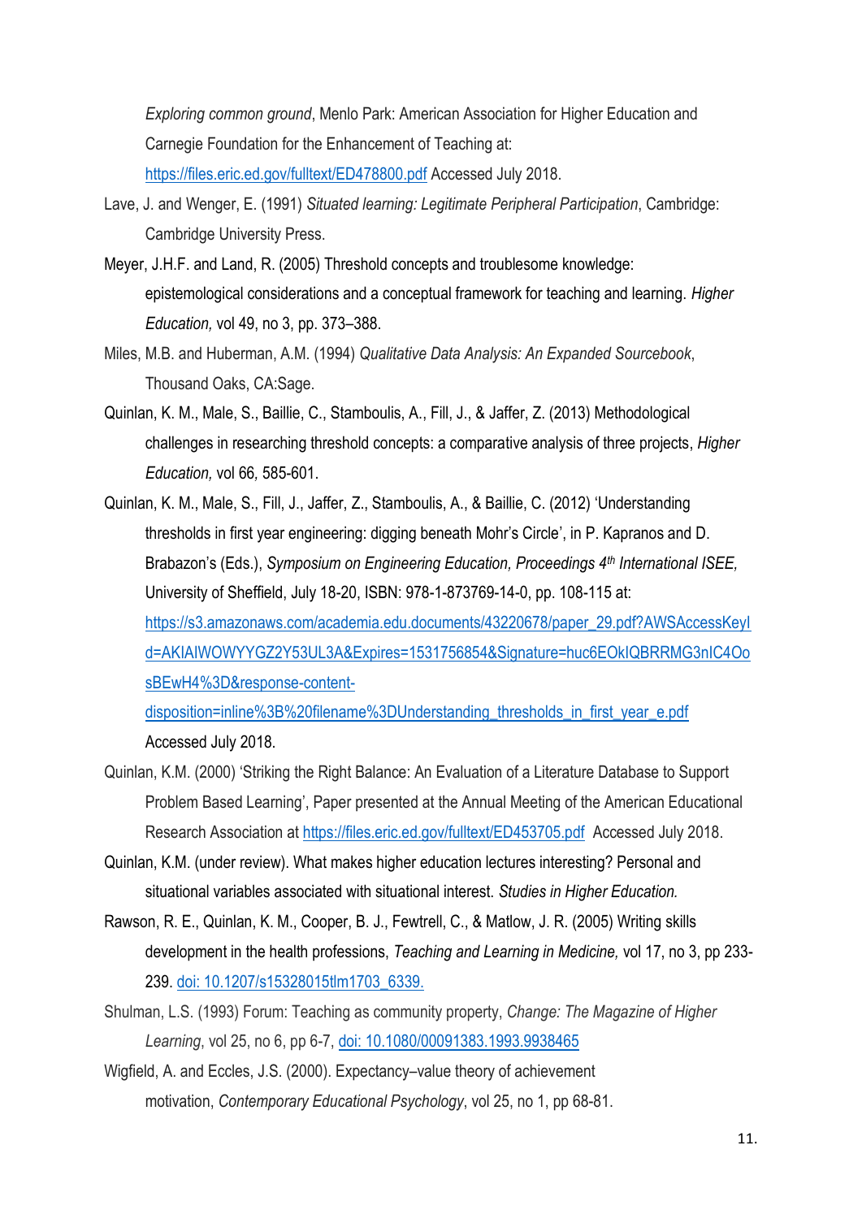*Exploring common ground*, Menlo Park: American Association for Higher Education and Carnegie Foundation for the Enhancement of Teaching at: https://files.eric.ed.gov/fulltext/ED478800.pdf Accessed July 2018.

Lave, J. and Wenger, E. (1991) *Situated learning: Legitimate Peripheral Participation*, Cambridge: Cambridge University Press.

Meyer, J.H.F. and Land, R. (2005) Threshold concepts and troublesome knowledge: epistemological considerations and a conceptual framework for teaching and learning. *Higher Education,* vol 49, no 3, pp. 373–388.

Miles, M.B. and Huberman, A.M. (1994) *Qualitative Data Analysis: An Expanded Sourcebook*, Thousand Oaks, CA:Sage.

Quinlan, K. M., Male, S., Baillie, C., Stamboulis, A., Fill, J., & Jaffer, Z. (2013) Methodological challenges in researching threshold concepts: a comparative analysis of three projects, *Higher Education,* vol 66*,* 585-601.

Quinlan, K. M., Male, S., Fill, J., Jaffer, Z., Stamboulis, A., & Baillie, C. (2012) 'Understanding thresholds in first year engineering: digging beneath Mohr's Circle', in P. Kapranos and D. Brabazon's (Eds.), *Symposium on Engineering Education, Proceedings 4th International ISEE,* University of Sheffield, July 18-20, ISBN: 978-1-873769-14-0, pp. 108-115 at: https://s3.amazonaws.com/academia.edu.documents/43220678/paper_29.pdf?AWSAccessKeyId=AKIAIWOWYYGZ2Y53UL3A&Expires=1531756854&Signature=huc6EOkIQBRRMG3nIC4OosBEwH4%3D&response-content-disposition=inline%3B%20filename%3DUnderstanding_thresholds_in_first_year_e.pdf Accessed July 2018.

Quinlan, K.M. (2000) 'Striking the Right Balance: An Evaluation of a Literature Database to Support Problem Based Learning', Paper presented at the Annual Meeting of the American Educational Research Association at https://files.eric.ed.gov/fulltext/ED453705.pdf Accessed July 2018.

Quinlan, K.M. (under review). What makes higher education lectures interesting? Personal and situational variables associated with situational interest. *Studies in Higher Education.*

Rawson, R. E., Quinlan, K. M., Cooper, B. J., Fewtrell, C., & Matlow, J. R. (2005) Writing skills development in the health professions, *Teaching and Learning in Medicine,* vol 17, no 3, pp 233-239. doi: 10.1207/s15328015tlm1703_6339.

Shulman, L.S. (1993) Forum: Teaching as community property, *Change: The Magazine of Higher Learning*, vol 25, no 6, pp 6-7, doi: 10.1080/00091383.1993.9938465

Wigfield, A. and Eccles, J.S. (2000). Expectancy–value theory of achievement motivation, *Contemporary Educational Psychology*, vol 25, no 1, pp 68-81.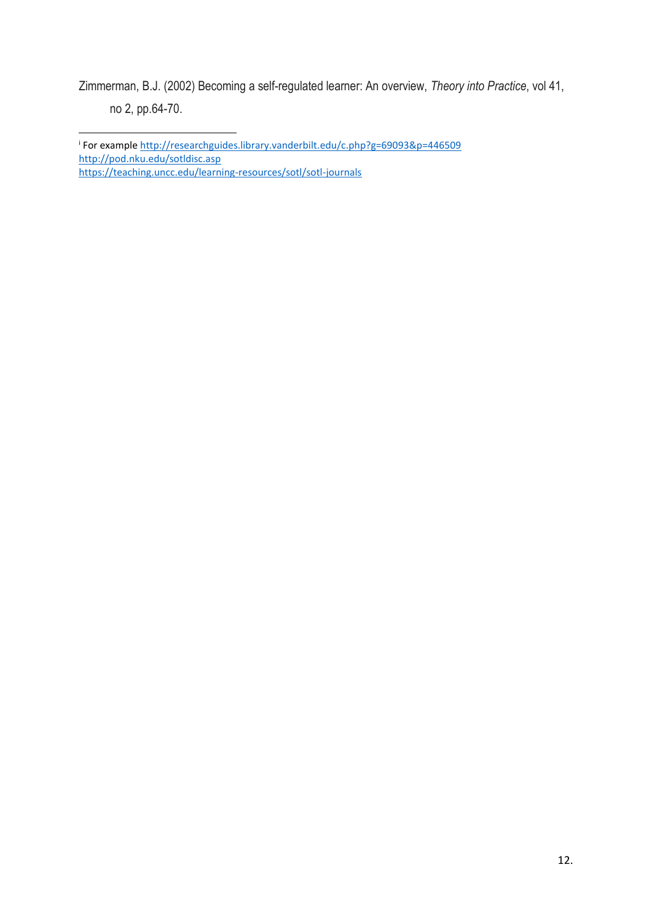Zimmerman, B.J. (2002) Becoming a self-regulated learner: An overview, *Theory into Practice*, vol 41, no 2, pp.64-70.

---

[i] For example http://researchguides.library.vanderbilt.edu/c.php?g=69093&p=446509
http://pod.nku.edu/sotldisc.asp
https://teaching.uncc.edu/learning-resources/sotl/sotl-journals